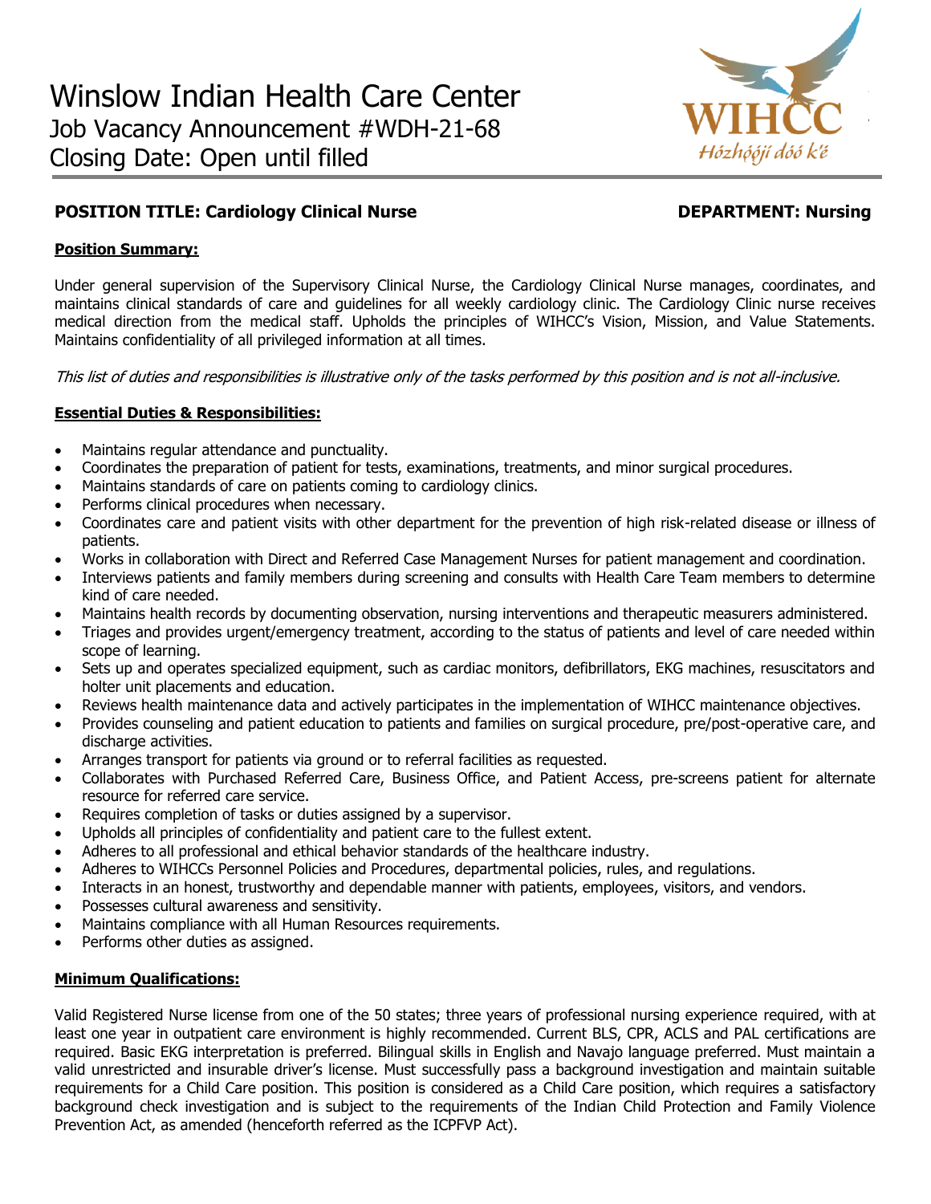# Winslow Indian Health Care Center

Job Vacancy Announcement #WDH-21-68

Closing Date: Open until filled

WIHCC

Hózhǫ́ǫ́jí dóó k'é

**POSITION TITLE: Cardiology Clinical Nurse** **DEPARTMENT: Nursing**

**Position Summary:**

Under general supervision of the Supervisory Clinical Nurse, the Cardiology Clinical Nurse manages, coordinates, and maintains clinical standards of care and guidelines for all weekly cardiology clinic. The Cardiology Clinic nurse receives medical direction from the medical staff. Upholds the principles of WIHCC's Vision, Mission, and Value Statements. Maintains confidentiality of all privileged information at all times.

*This list of duties and responsibilities is illustrative only of the tasks performed by this position and is not all-inclusive.*

**Essential Duties & Responsibilities:**

- Maintains regular attendance and punctuality.
- Coordinates the preparation of patient for tests, examinations, treatments, and minor surgical procedures.
- Maintains standards of care on patients coming to cardiology clinics.
- Performs clinical procedures when necessary.
- Coordinates care and patient visits with other department for the prevention of high risk-related disease or illness of patients.
- Works in collaboration with Direct and Referred Case Management Nurses for patient management and coordination.
- Interviews patients and family members during screening and consults with Health Care Team members to determine kind of care needed.
- Maintains health records by documenting observation, nursing interventions and therapeutic measurers administered.
- Triages and provides urgent/emergency treatment, according to the status of patients and level of care needed within scope of learning.
- Sets up and operates specialized equipment, such as cardiac monitors, defibrillators, EKG machines, resuscitators and holter unit placements and education.
- Reviews health maintenance data and actively participates in the implementation of WIHCC maintenance objectives.
- Provides counseling and patient education to patients and families on surgical procedure, pre/post-operative care, and discharge activities.
- Arranges transport for patients via ground or to referral facilities as requested.
- Collaborates with Purchased Referred Care, Business Office, and Patient Access, pre-screens patient for alternate resource for referred care service.
- Requires completion of tasks or duties assigned by a supervisor.
- Upholds all principles of confidentiality and patient care to the fullest extent.
- Adheres to all professional and ethical behavior standards of the healthcare industry.
- Adheres to WIHCCs Personnel Policies and Procedures, departmental policies, rules, and regulations.
- Interacts in an honest, trustworthy and dependable manner with patients, employees, visitors, and vendors.
- Possesses cultural awareness and sensitivity.
- Maintains compliance with all Human Resources requirements.
- Performs other duties as assigned.

**Minimum Qualifications:**

Valid Registered Nurse license from one of the 50 states; three years of professional nursing experience required, with at least one year in outpatient care environment is highly recommended. Current BLS, CPR, ACLS and PAL certifications are required. Basic EKG interpretation is preferred. Bilingual skills in English and Navajo language preferred. Must maintain a valid unrestricted and insurable driver's license. Must successfully pass a background investigation and maintain suitable requirements for a Child Care position. This position is considered as a Child Care position, which requires a satisfactory background check investigation and is subject to the requirements of the Indian Child Protection and Family Violence Prevention Act, as amended (henceforth referred as the ICPFVP Act).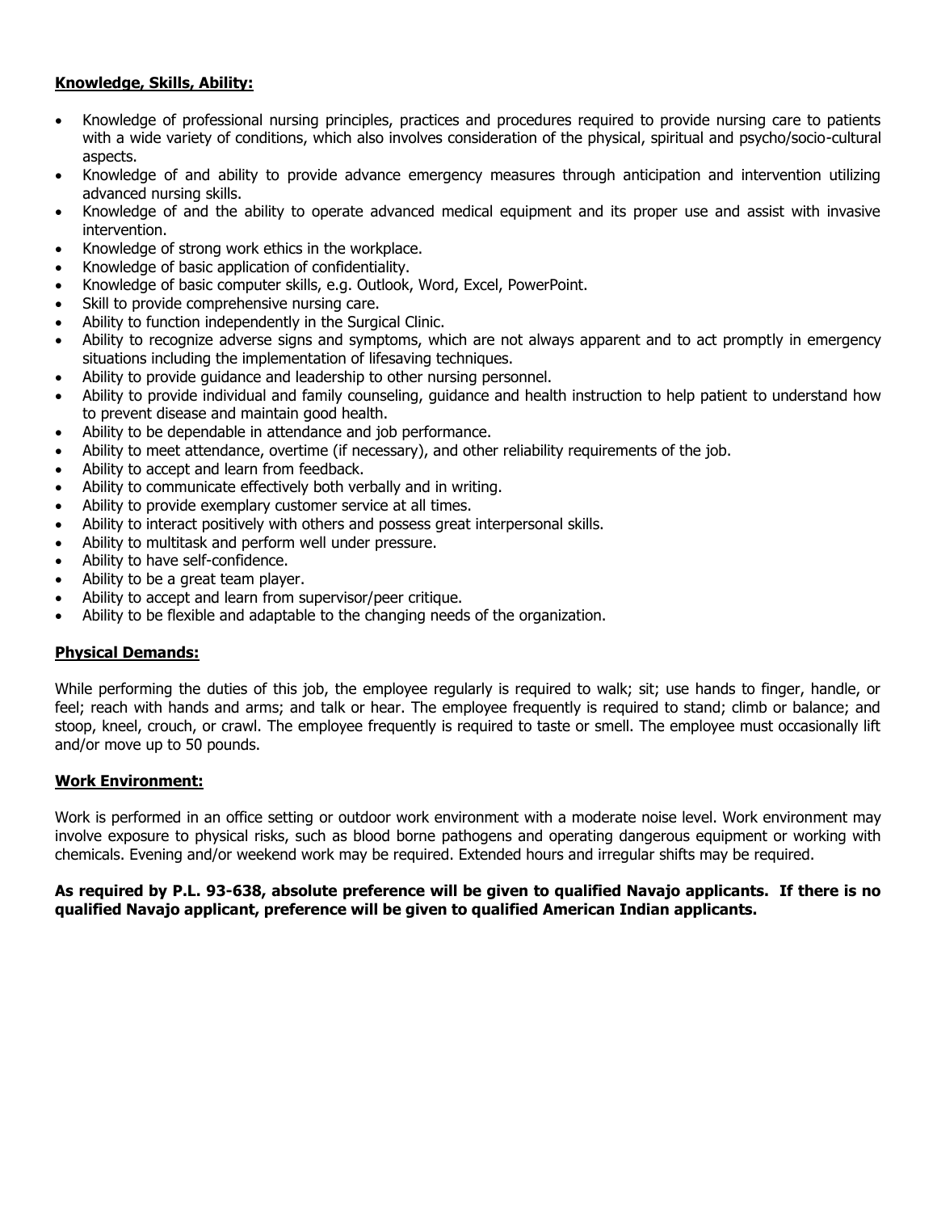**Knowledge, Skills, Ability:**

- Knowledge of professional nursing principles, practices and procedures required to provide nursing care to patients with a wide variety of conditions, which also involves consideration of the physical, spiritual and psycho/socio-cultural aspects.
- Knowledge of and ability to provide advance emergency measures through anticipation and intervention utilizing advanced nursing skills.
- Knowledge of and the ability to operate advanced medical equipment and its proper use and assist with invasive intervention.
- Knowledge of strong work ethics in the workplace.
- Knowledge of basic application of confidentiality.
- Knowledge of basic computer skills, e.g. Outlook, Word, Excel, PowerPoint.
- Skill to provide comprehensive nursing care.
- Ability to function independently in the Surgical Clinic.
- Ability to recognize adverse signs and symptoms, which are not always apparent and to act promptly in emergency situations including the implementation of lifesaving techniques.
- Ability to provide guidance and leadership to other nursing personnel.
- Ability to provide individual and family counseling, guidance and health instruction to help patient to understand how to prevent disease and maintain good health.
- Ability to be dependable in attendance and job performance.
- Ability to meet attendance, overtime (if necessary), and other reliability requirements of the job.
- Ability to accept and learn from feedback.
- Ability to communicate effectively both verbally and in writing.
- Ability to provide exemplary customer service at all times.
- Ability to interact positively with others and possess great interpersonal skills.
- Ability to multitask and perform well under pressure.
- Ability to have self-confidence.
- Ability to be a great team player.
- Ability to accept and learn from supervisor/peer critique.
- Ability to be flexible and adaptable to the changing needs of the organization.

**Physical Demands:**

While performing the duties of this job, the employee regularly is required to walk; sit; use hands to finger, handle, or feel; reach with hands and arms; and talk or hear. The employee frequently is required to stand; climb or balance; and stoop, kneel, crouch, or crawl. The employee frequently is required to taste or smell. The employee must occasionally lift and/or move up to 50 pounds.

**Work Environment:**

Work is performed in an office setting or outdoor work environment with a moderate noise level. Work environment may involve exposure to physical risks, such as blood borne pathogens and operating dangerous equipment or working with chemicals. Evening and/or weekend work may be required. Extended hours and irregular shifts may be required.

**As required by P.L. 93-638, absolute preference will be given to qualified Navajo applicants. If there is no qualified Navajo applicant, preference will be given to qualified American Indian applicants.**